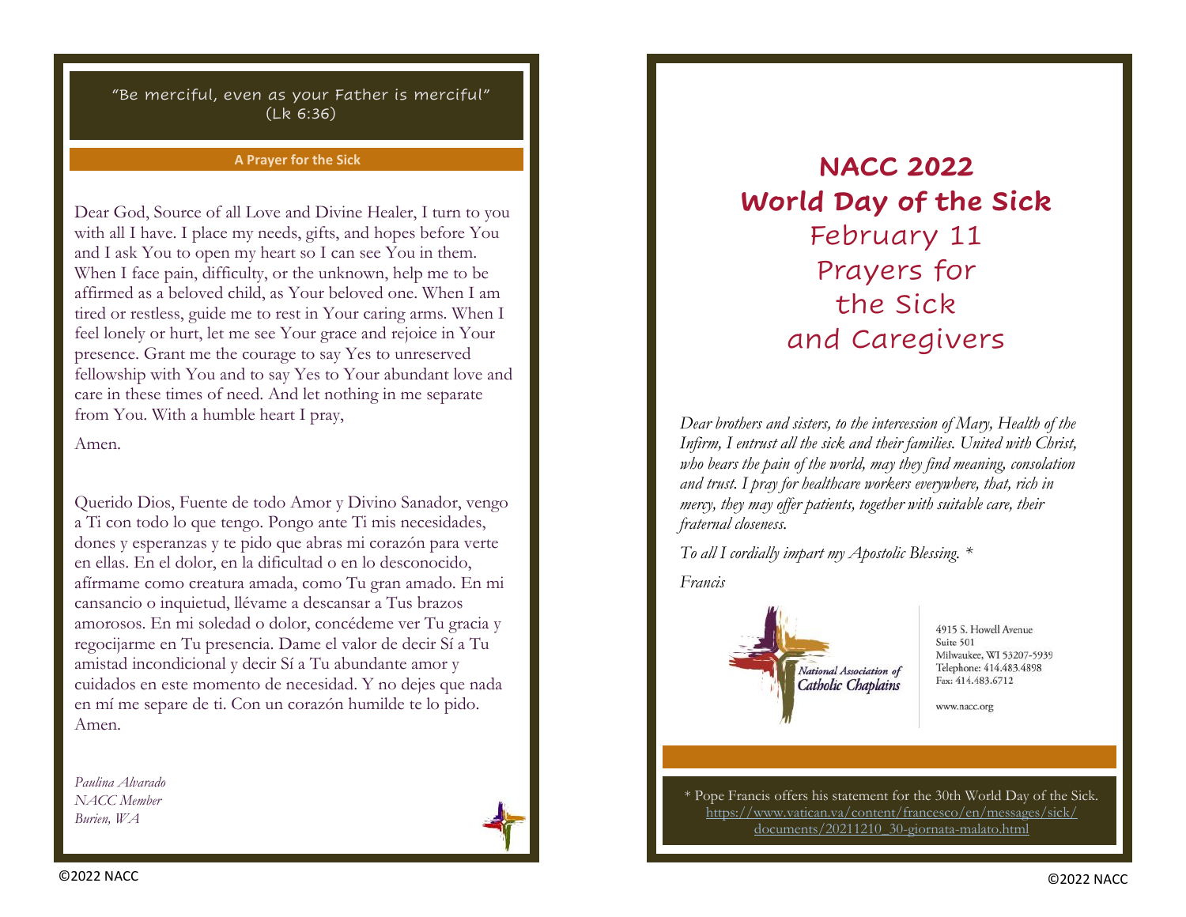"Be merciful, even as your Father is merciful" (Lk 6:36)

**A Prayer for the Sick**

Dear God, Source of all Love and Divine Healer, I turn to you with all I have. I place my needs, gifts, and hopes before You and I ask You to open my heart so I can see You in them. When I face pain, difficulty, or the unknown, help me to be affirmed as a beloved child, as Your beloved one. When I am tired or restless, guide me to rest in Your caring arms. When I feel lonely or hurt, let me see Your grace and rejoice in Your presence. Grant me the courage to say Yes to unreserved fellowship with You and to say Yes to Your abundant love and care in these times of need. And let nothing in me separate from You. With a humble heart I pray,

Amen.

Querido Dios, Fuente de todo Amor y Divino Sanador, vengo a Ti con todo lo que tengo. Pongo ante Ti mis necesidades, dones y esperanzas y te pido que abras mi corazón para verte en ellas. En el dolor, en la dificultad o en lo desconocido, afírmame como creatura amada, como Tu gran amado. En mi cansancio o inquietud, llévame a descansar a Tus brazos amorosos. En mi soledad o dolor, concédeme ver Tu gracia y regocijarme en Tu presencia. Dame el valor de decir Sí a Tu amistad incondicional y decir Sí a Tu abundante amor y cuidados en este momento de necesidad. Y no dejes que nada en mí me separe de ti. Con un corazón humilde te lo pido. Amen.

*Paulina Alvarado*
*NACC Member*
*Burien, WA*

# NACC 2022 World Day of the Sick

## February 11 Prayers for the Sick and Caregivers

*Dear brothers and sisters, to the intercession of Mary, Health of the Infirm, I entrust all the sick and their families. United with Christ, who bears the pain of the world, may they find meaning, consolation and trust. I pray for healthcare workers everywhere, that, rich in mercy, they may offer patients, together with suitable care, their fraternal closeness.*

*To all I cordially impart my Apostolic Blessing. **

*Francis*

National Association of Catholic Chaplains

4915 S. Howell Avenue
Suite 501
Milwaukee, WI 53207-5939
Telephone: 414.483.4898
Fax: 414.483.6712

www.nacc.org

* Pope Francis offers his statement for the 30th World Day of the Sick. https://www.vatican.va/content/francesco/en/messages/sick/documents/20211210_30-giornata-malato.html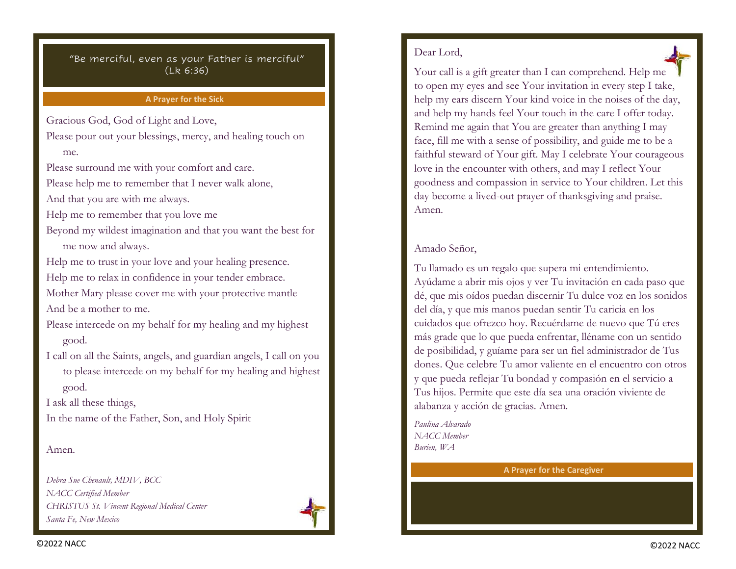"Be merciful, even as your Father is merciful" (Lk 6:36)

## A Prayer for the Sick

Gracious God, God of Light and Love,
Please pour out your blessings, mercy, and healing touch on me.
Please surround me with your comfort and care.
Please help me to remember that I never walk alone,
And that you are with me always.
Help me to remember that you love me
Beyond my wildest imagination and that you want the best for me now and always.
Help me to trust in your love and your healing presence.
Help me to relax in confidence in your tender embrace.
Mother Mary please cover me with your protective mantle
And be a mother to me.
Please intercede on my behalf for my healing and my highest good.
I call on all the Saints, angels, and guardian angels, I call on you to please intercede on my behalf for my healing and highest good.
I ask all these things,
In the name of the Father, Son, and Holy Spirit

Amen.

*Debra Sue Chenault, MDIV, BCC*
*NACC Certified Member*
*CHRISTUS St. Vincent Regional Medical Center*
*Santa Fe, New Mexico*

©2022 NACC

Dear Lord,

Your call is a gift greater than I can comprehend. Help me to open my eyes and see Your invitation in every step I take, help my ears discern Your kind voice in the noises of the day, and help my hands feel Your touch in the care I offer today. Remind me again that You are greater than anything I may face, fill me with a sense of possibility, and guide me to be a faithful steward of Your gift. May I celebrate Your courageous love in the encounter with others, and may I reflect Your goodness and compassion in service to Your children. Let this day become a lived-out prayer of thanksgiving and praise. Amen.

Amado Señor,

Tu llamado es un regalo que supera mi entendimiento. Ayúdame a abrir mis ojos y ver Tu invitación en cada paso que dé, que mis oídos puedan discernir Tu dulce voz en los sonidos del día, y que mis manos puedan sentir Tu caricia en los cuidados que ofrezco hoy. Recuérdame de nuevo que Tú eres más grade que lo que pueda enfrentar, lléname con un sentido de posibilidad, y guíame para ser un fiel administrador de Tus dones. Que celebre Tu amor valiente en el encuentro con otros y que pueda reflejar Tu bondad y compasión en el servicio a Tus hijos. Permite que este día sea una oración viviente de alabanza y acción de gracias. Amen.

*Paulina Alvarado*
*NACC Member*
*Burien, WA*

## A Prayer for the Caregiver

©2022 NACC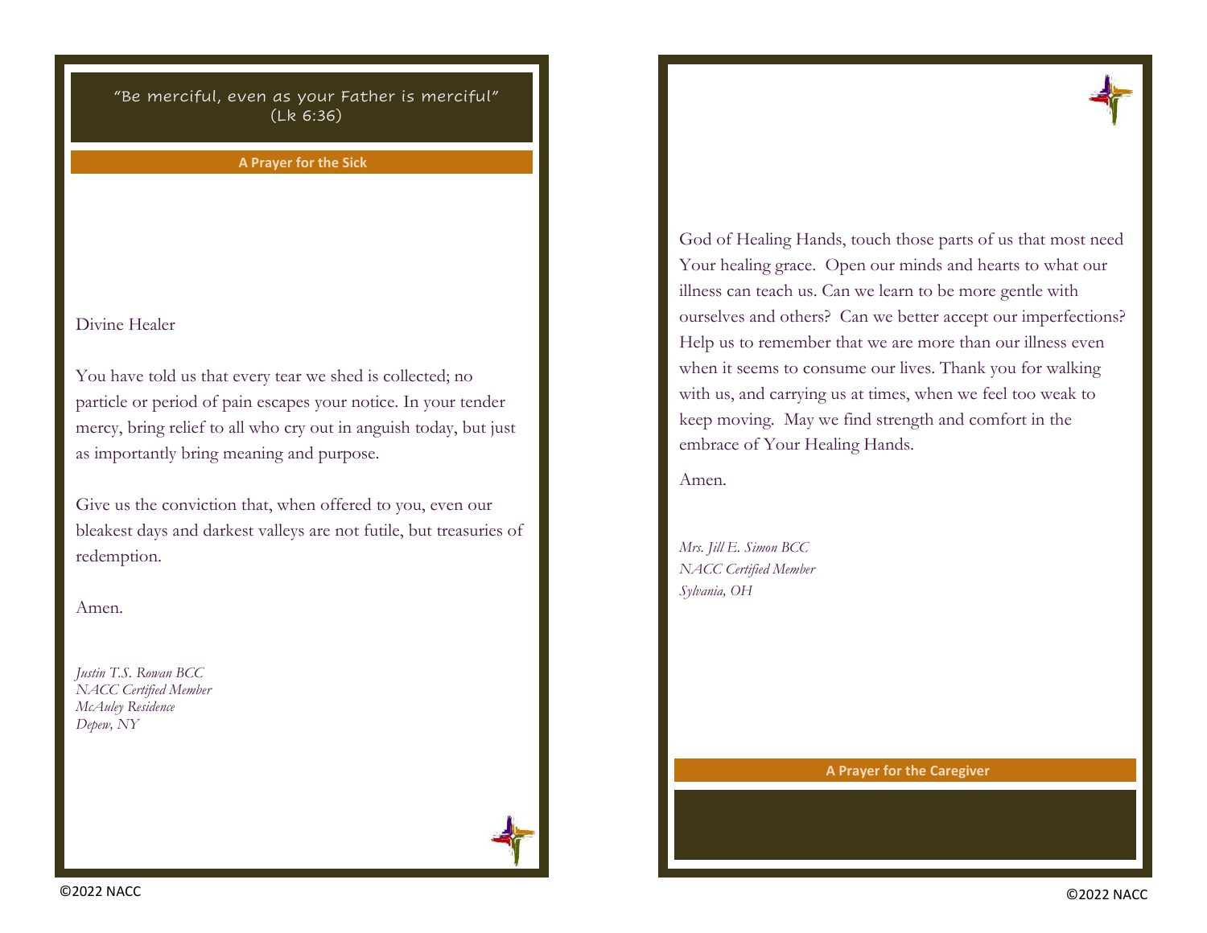"Be merciful, even as your Father is merciful"
(Lk 6:36)

## A Prayer for the Sick

Divine Healer

You have told us that every tear we shed is collected; no particle or period of pain escapes your notice. In your tender mercy, bring relief to all who cry out in anguish today, but just as importantly bring meaning and purpose.

Give us the conviction that, when offered to you, even our bleakest days and darkest valleys are not futile, but treasuries of redemption.

Amen.

*Justin T.S. Rowan BCC*
*NACC Certified Member*
*McAuley Residence*
*Depew, NY*

God of Healing Hands, touch those parts of us that most need Your healing grace. Open our minds and hearts to what our illness can teach us. Can we learn to be more gentle with ourselves and others? Can we better accept our imperfections? Help us to remember that we are more than our illness even when it seems to consume our lives. Thank you for walking with us, and carrying us at times, when we feel too weak to keep moving. May we find strength and comfort in the embrace of Your Healing Hands.

Amen.

*Mrs. Jill E. Simon BCC*
*NACC Certified Member*
*Sylvania, OH*

## A Prayer for the Caregiver

©2022 NACC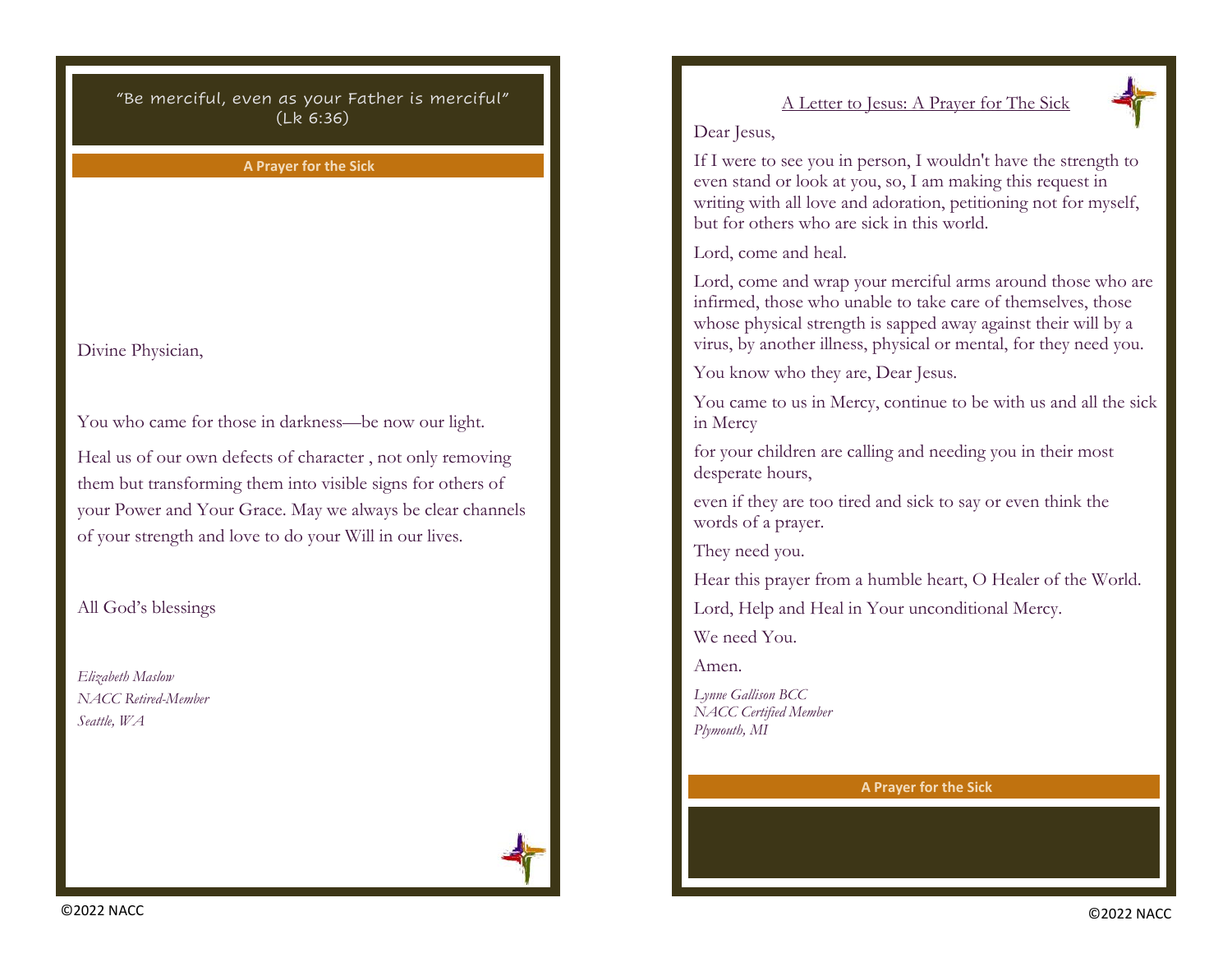"Be merciful, even as your Father is merciful" (Lk 6:36)

**A Prayer for the Sick**

Divine Physician,

You who came for those in darkness—be now our light.

Heal us of our own defects of character , not only removing them but transforming them into visible signs for others of your Power and Your Grace. May we always be clear channels of your strength and love to do your Will in our lives.

All God's blessings

*Elizabeth Maslow*
*NACC Retired-Member*
*Seattle, WA*

## A Letter to Jesus: A Prayer for The Sick

Dear Jesus,

If I were to see you in person, I wouldn't have the strength to even stand or look at you, so, I am making this request in writing with all love and adoration, petitioning not for myself, but for others who are sick in this world.

Lord, come and heal.

Lord, come and wrap your merciful arms around those who are infirmed, those who unable to take care of themselves, those whose physical strength is sapped away against their will by a virus, by another illness, physical or mental, for they need you.

You know who they are, Dear Jesus.

You came to us in Mercy, continue to be with us and all the sick in Mercy

for your children are calling and needing you in their most desperate hours,

even if they are too tired and sick to say or even think the words of a prayer.

They need you.

Hear this prayer from a humble heart, O Healer of the World.

Lord, Help and Heal in Your unconditional Mercy.

We need You.

Amen.

*Lynne Gallison BCC*
*NACC Certified Member*
*Plymouth, MI*

**A Prayer for the Sick**

©2022 NACC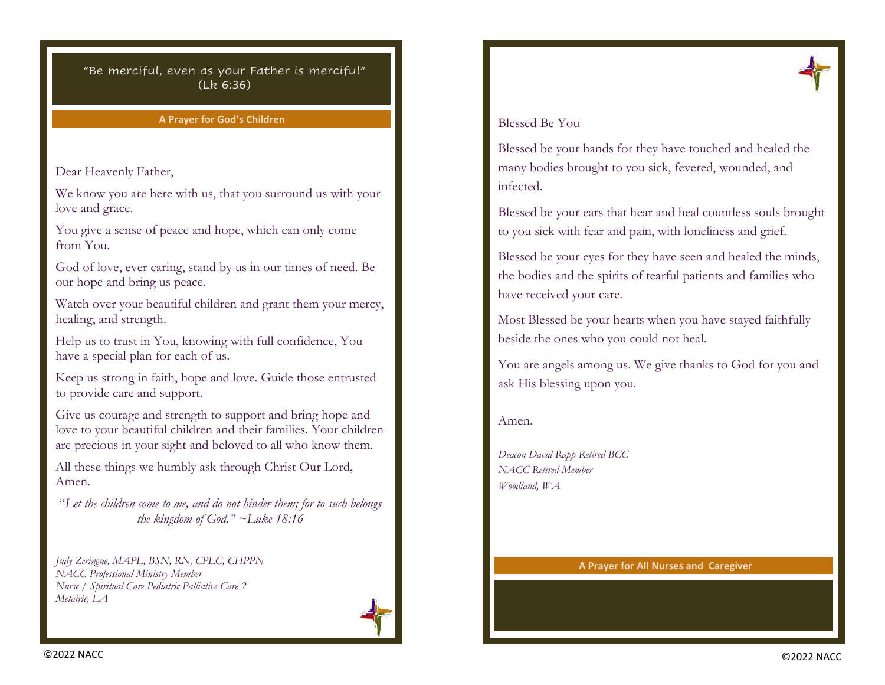"Be merciful, even as your Father is merciful"
(Lk 6:36)

## A Prayer for God's Children

Dear Heavenly Father,

We know you are here with us, that you surround us with your love and grace.

You give a sense of peace and hope, which can only come from You.

God of love, ever caring, stand by us in our times of need. Be our hope and bring us peace.

Watch over your beautiful children and grant them your mercy, healing, and strength.

Help us to trust in You, knowing with full confidence, You have a special plan for each of us.

Keep us strong in faith, hope and love. Guide those entrusted to provide care and support.

Give us courage and strength to support and bring hope and love to your beautiful children and their families. Your children are precious in your sight and beloved to all who know them.

All these things we humbly ask through Christ Our Lord, Amen.

"*Let the children come to me, and do not hinder them; for to such belongs the kingdom of God." ~Luke 18:16*

*Judy Zeringue, MAPL, BSN, RN, CPLC, CHPPN*
*NACC Professional Ministry Member*
*Nurse / Spiritual Care Pediatric Palliative Care 2*
*Metairie, LA*

©2022 NACC

## A Prayer for All Nurses and Caregiver

Blessed Be You

Blessed be your hands for they have touched and healed the many bodies brought to you sick, fevered, wounded, and infected.

Blessed be your ears that hear and heal countless souls brought to you sick with fear and pain, with loneliness and grief.

Blessed be your eyes for they have seen and healed the minds, the bodies and the spirits of tearful patients and families who have received your care.

Most Blessed be your hearts when you have stayed faithfully beside the ones who you could not heal.

You are angels among us. We give thanks to God for you and ask His blessing upon you.

Amen.

*Deacon David Rapp Retired BCC*
*NACC Retired-Member*
*Woodland, WA*

©2022 NACC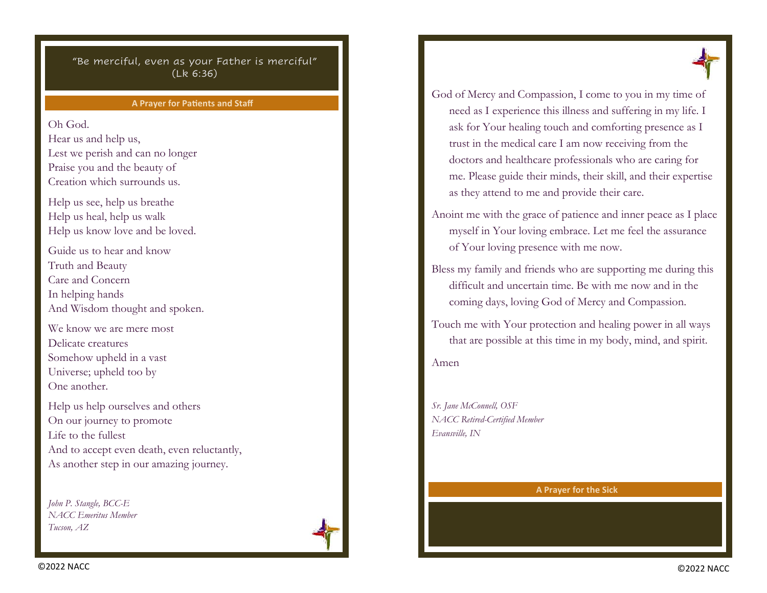"Be merciful, even as your Father is merciful"
(Lk 6:36)

## A Prayer for Patients and Staff

Oh God.
Hear us and help us,
Lest we perish and can no longer
Praise you and the beauty of
Creation which surrounds us.

Help us see, help us breathe
Help us heal, help us walk
Help us know love and be loved.

Guide us to hear and know
Truth and Beauty
Care and Concern
In helping hands
And Wisdom thought and spoken.

We know we are mere most
Delicate creatures
Somehow upheld in a vast
Universe; upheld too by
One another.

Help us help ourselves and others
On our journey to promote
Life to the fullest
And to accept even death, even reluctantly,
As another step in our amazing journey.

*John P. Stangle, BCC-E*
*NACC Emeritus Member*
*Tucson, AZ*

©2022 NACC

## A Prayer for the Sick

God of Mercy and Compassion, I come to you in my time of need as I experience this illness and suffering in my life. I ask for Your healing touch and comforting presence as I trust in the medical care I am now receiving from the doctors and healthcare professionals who are caring for me. Please guide their minds, their skill, and their expertise as they attend to me and provide their care.

Anoint me with the grace of patience and inner peace as I place myself in Your loving embrace. Let me feel the assurance of Your loving presence with me now.

Bless my family and friends who are supporting me during this difficult and uncertain time. Be with me now and in the coming days, loving God of Mercy and Compassion.

Touch me with Your protection and healing power in all ways that are possible at this time in my body, mind, and spirit.

Amen

*Sr. Jane McConnell, OSF*
*NACC Retired-Certified Member*
*Evansville, IN*

©2022 NACC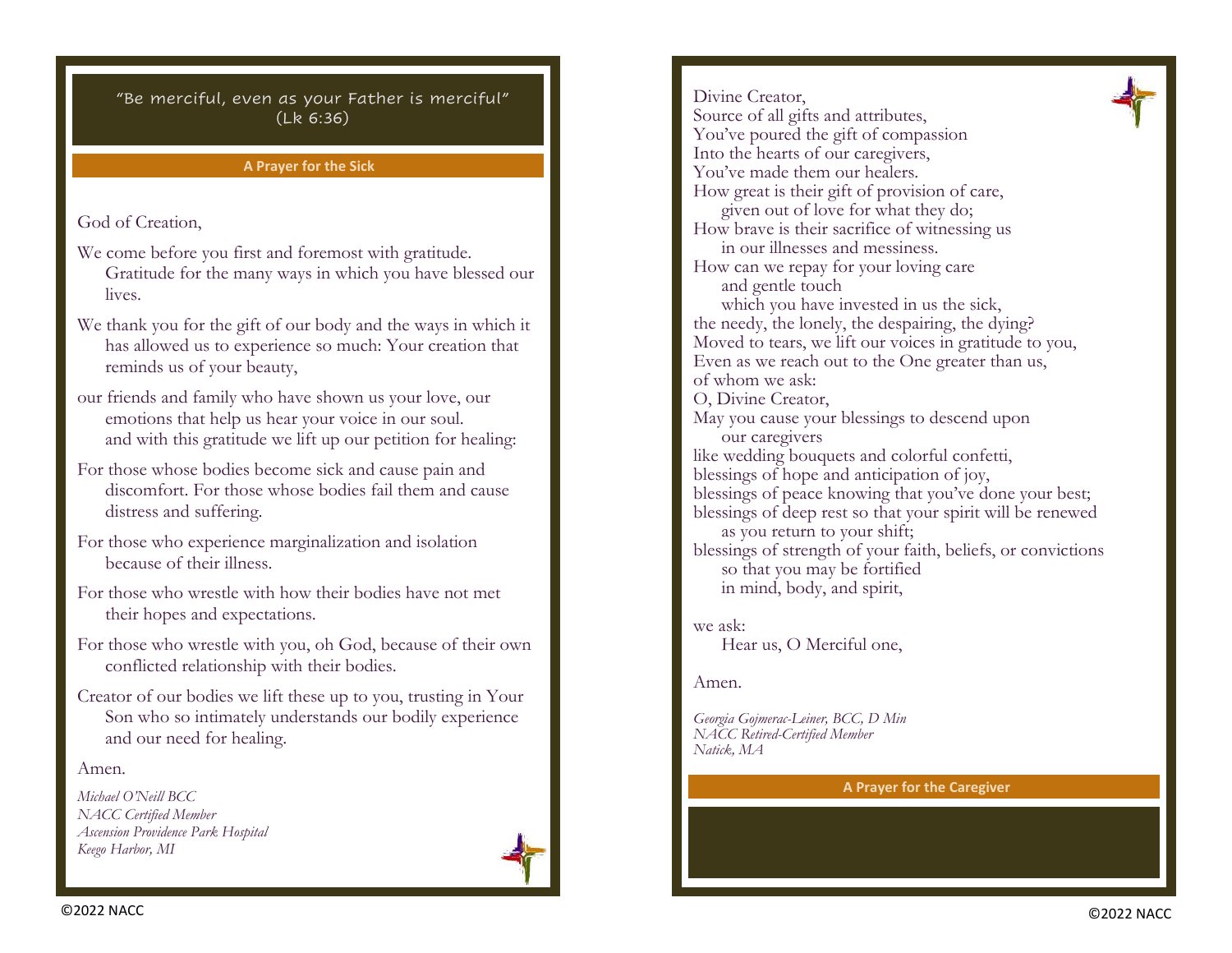"Be merciful, even as your Father is merciful"
(Lk 6:36)

## A Prayer for the Sick

God of Creation,

We come before you first and foremost with gratitude. Gratitude for the many ways in which you have blessed our lives.

We thank you for the gift of our body and the ways in which it has allowed us to experience so much: Your creation that reminds us of your beauty,

our friends and family who have shown us your love, our emotions that help us hear your voice in our soul. and with this gratitude we lift up our petition for healing:

For those whose bodies become sick and cause pain and discomfort. For those whose bodies fail them and cause distress and suffering.

For those who experience marginalization and isolation because of their illness.

For those who wrestle with how their bodies have not met their hopes and expectations.

For those who wrestle with you, oh God, because of their own conflicted relationship with their bodies.

Creator of our bodies we lift these up to you, trusting in Your Son who so intimately understands our bodily experience and our need for healing.

Amen.

*Michael O'Neill BCC*
*NACC Certified Member*
*Ascension Providence Park Hospital*
*Keego Harbor, MI*

©2022 NACC

## A Prayer for the Caregiver

Divine Creator,
Source of all gifts and attributes,
You've poured the gift of compassion
Into the hearts of our caregivers,
You've made them our healers.
How great is their gift of provision of care,
given out of love for what they do;
How brave is their sacrifice of witnessing us
in our illnesses and messiness.
How can we repay for your loving care
and gentle touch
which you have invested in us the sick,
the needy, the lonely, the despairing, the dying?
Moved to tears, we lift our voices in gratitude to you,
Even as we reach out to the One greater than us,
of whom we ask:
O, Divine Creator,
May you cause your blessings to descend upon
our caregivers
like wedding bouquets and colorful confetti,
blessings of hope and anticipation of joy,
blessings of peace knowing that you've done your best;
blessings of deep rest so that your spirit will be renewed
as you return to your shift;
blessings of strength of your faith, beliefs, or convictions
so that you may be fortified
in mind, body, and spirit,

we ask:
Hear us, O Merciful one,

Amen.

*Georgia Gojmerac-Leiner, BCC, D Min*
*NACC Retired-Certified Member*
*Natick, MA*

©2022 NACC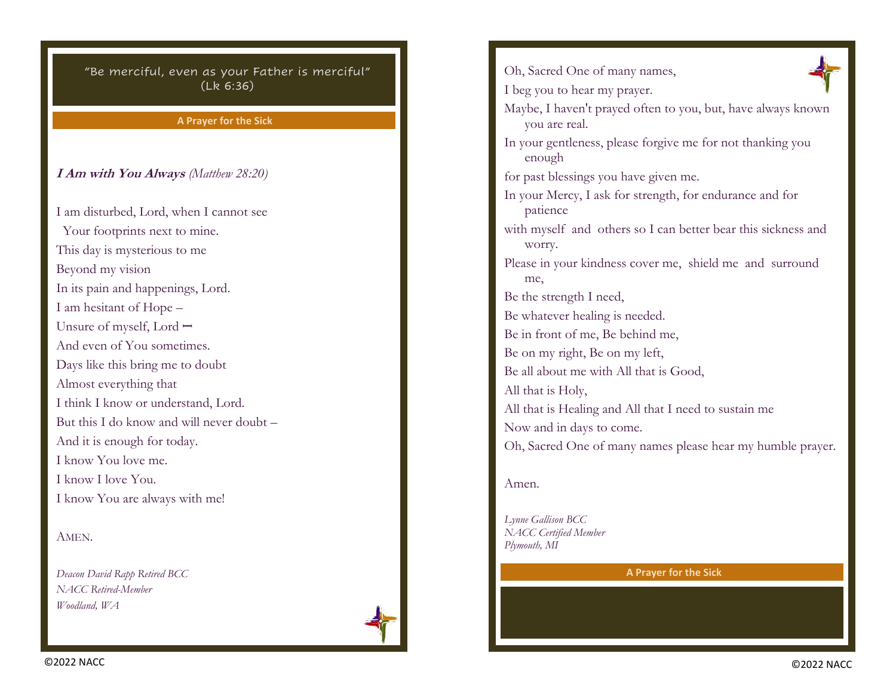"Be merciful, even as your Father is merciful"
(Lk 6:36)

**A Prayer for the Sick**

***I Am with You Always*** *(Matthew 28:20)*

I am disturbed, Lord, when I cannot see
Your footprints next to mine.
This day is mysterious to me
Beyond my vision
In its pain and happenings, Lord.
I am hesitant of Hope –
Unsure of myself, Lord –
And even of You sometimes.
Days like this bring me to doubt
Almost everything that
I think I know or understand, Lord.
But this I do know and will never doubt –
And it is enough for today.
I know You love me.
I know I love You.
I know You are always with me!

AMEN.

*Deacon David Rapp Retired BCC*
*NACC Retired-Member*
*Woodland, WA*

Oh, Sacred One of many names,
I beg you to hear my prayer.
Maybe, I haven't prayed often to you, but, have always known you are real.
In your gentleness, please forgive me for not thanking you enough
for past blessings you have given me.
In your Mercy, I ask for strength, for endurance and for patience
with myself and others so I can better bear this sickness and worry.
Please in your kindness cover me, shield me and surround me,
Be the strength I need,
Be whatever healing is needed.
Be in front of me, Be behind me,
Be on my right, Be on my left,
Be all about me with All that is Good,
All that is Holy,
All that is Healing and All that I need to sustain me
Now and in days to come.
Oh, Sacred One of many names please hear my humble prayer.

Amen.

*Lynne Gallison BCC*
*NACC Certified Member*
*Plymouth, MI*

**A Prayer for the Sick**

©2022 NACC

©2022 NACC